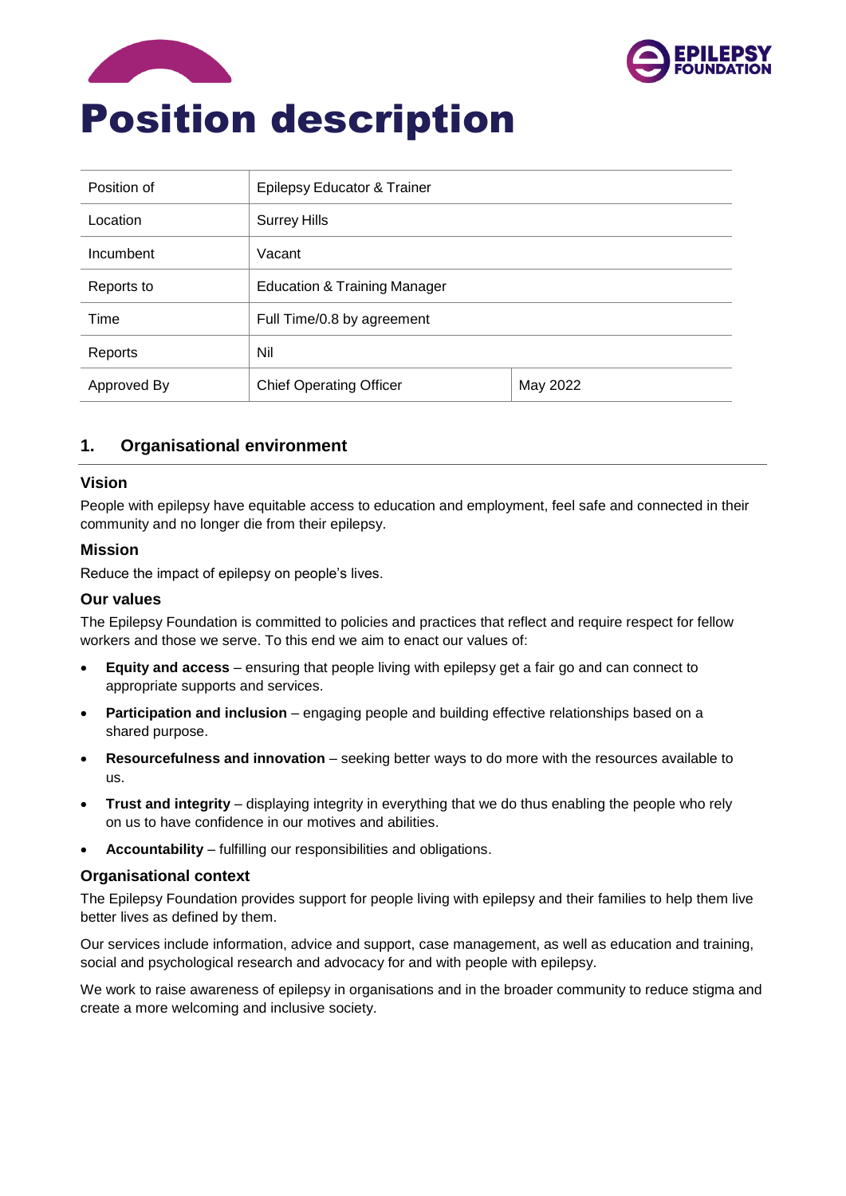# Position description

| Position of | Epilepsy Educator & Trainer | |
|---|---|---|
| Location | Surrey Hills | |
| Incumbent | Vacant | |
| Reports to | Education & Training Manager | |
| Time | Full Time/0.8 by agreement | |
| Reports | Nil | |
| Approved By | Chief Operating Officer | May 2022 |

## 1. Organisational environment

### Vision

People with epilepsy have equitable access to education and employment, feel safe and connected in their community and no longer die from their epilepsy.

### Mission

Reduce the impact of epilepsy on people's lives.

### Our values

The Epilepsy Foundation is committed to policies and practices that reflect and require respect for fellow workers and those we serve. To this end we aim to enact our values of:

- **Equity and access** – ensuring that people living with epilepsy get a fair go and can connect to appropriate supports and services.
- **Participation and inclusion** – engaging people and building effective relationships based on a shared purpose.
- **Resourcefulness and innovation** – seeking better ways to do more with the resources available to us.
- **Trust and integrity** – displaying integrity in everything that we do thus enabling the people who rely on us to have confidence in our motives and abilities.
- **Accountability** – fulfilling our responsibilities and obligations.

### Organisational context

The Epilepsy Foundation provides support for people living with epilepsy and their families to help them live better lives as defined by them.

Our services include information, advice and support, case management, as well as education and training, social and psychological research and advocacy for and with people with epilepsy.

We work to raise awareness of epilepsy in organisations and in the broader community to reduce stigma and create a more welcoming and inclusive society.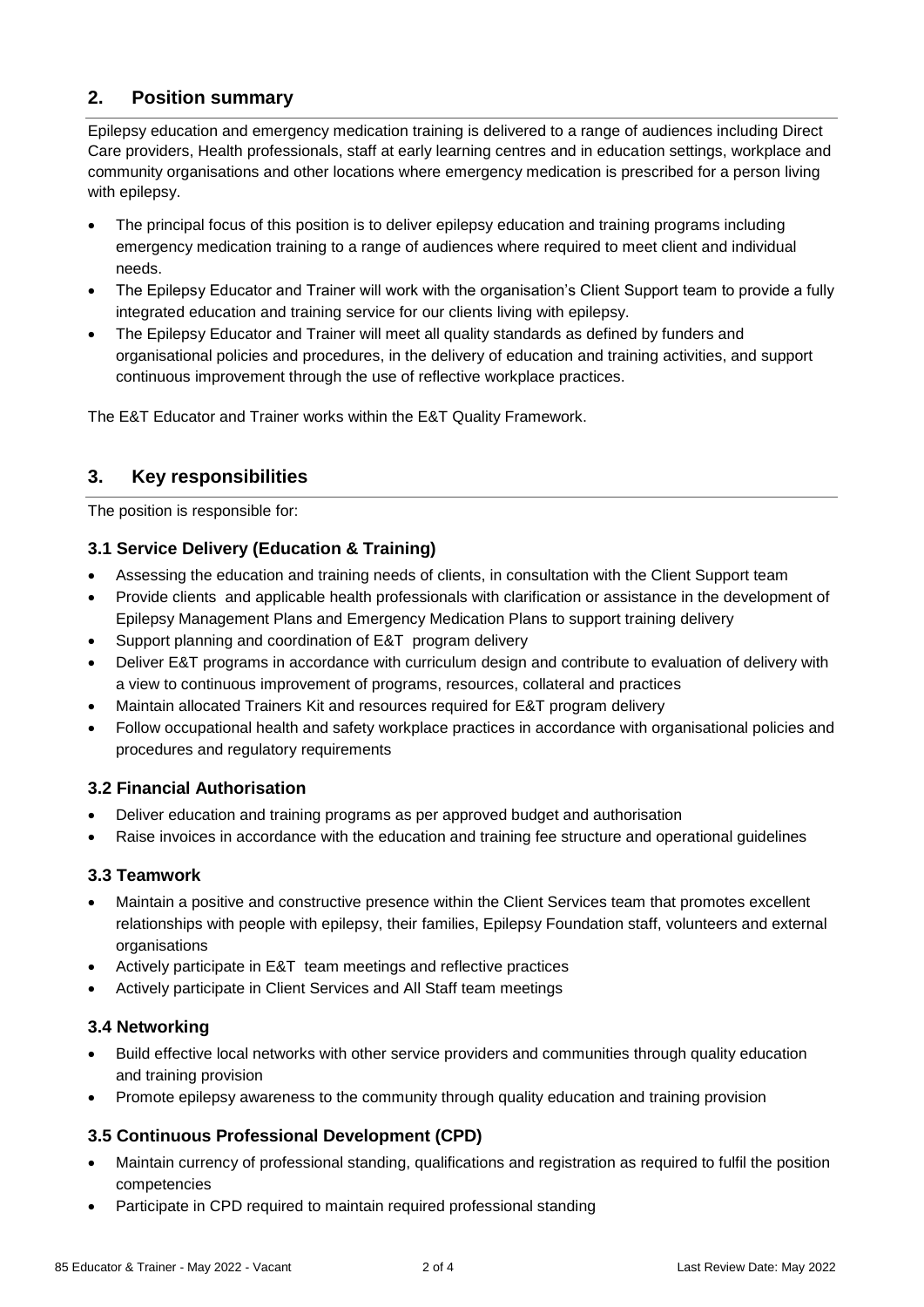## 2. Position summary

Epilepsy education and emergency medication training is delivered to a range of audiences including Direct Care providers, Health professionals, staff at early learning centres and in education settings, workplace and community organisations and other locations where emergency medication is prescribed for a person living with epilepsy.

- The principal focus of this position is to deliver epilepsy education and training programs including emergency medication training to a range of audiences where required to meet client and individual needs.
- The Epilepsy Educator and Trainer will work with the organisation's Client Support team to provide a fully integrated education and training service for our clients living with epilepsy.
- The Epilepsy Educator and Trainer will meet all quality standards as defined by funders and organisational policies and procedures, in the delivery of education and training activities, and support continuous improvement through the use of reflective workplace practices.

The E&T Educator and Trainer works within the E&T Quality Framework.

## 3. Key responsibilities

The position is responsible for:

### 3.1 Service Delivery (Education & Training)

- Assessing the education and training needs of clients, in consultation with the Client Support team
- Provide clients and applicable health professionals with clarification or assistance in the development of Epilepsy Management Plans and Emergency Medication Plans to support training delivery
- Support planning and coordination of E&T program delivery
- Deliver E&T programs in accordance with curriculum design and contribute to evaluation of delivery with a view to continuous improvement of programs, resources, collateral and practices
- Maintain allocated Trainers Kit and resources required for E&T program delivery
- Follow occupational health and safety workplace practices in accordance with organisational policies and procedures and regulatory requirements

### 3.2 Financial Authorisation

- Deliver education and training programs as per approved budget and authorisation
- Raise invoices in accordance with the education and training fee structure and operational guidelines

### 3.3 Teamwork

- Maintain a positive and constructive presence within the Client Services team that promotes excellent relationships with people with epilepsy, their families, Epilepsy Foundation staff, volunteers and external organisations
- Actively participate in E&T team meetings and reflective practices
- Actively participate in Client Services and All Staff team meetings

### 3.4 Networking

- Build effective local networks with other service providers and communities through quality education and training provision
- Promote epilepsy awareness to the community through quality education and training provision

### 3.5 Continuous Professional Development (CPD)

- Maintain currency of professional standing, qualifications and registration as required to fulfil the position competencies
- Participate in CPD required to maintain required professional standing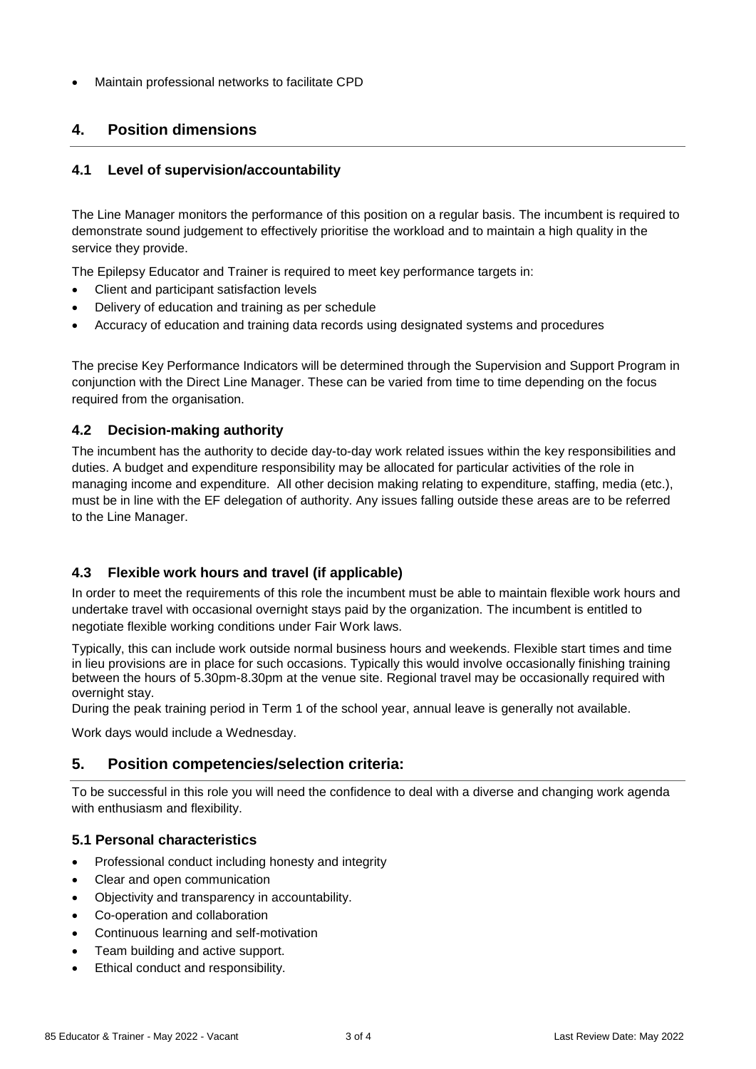- Maintain professional networks to facilitate CPD

## 4. Position dimensions

### 4.1 Level of supervision/accountability

The Line Manager monitors the performance of this position on a regular basis. The incumbent is required to demonstrate sound judgement to effectively prioritise the workload and to maintain a high quality in the service they provide.

The Epilepsy Educator and Trainer is required to meet key performance targets in:

- Client and participant satisfaction levels
- Delivery of education and training as per schedule
- Accuracy of education and training data records using designated systems and procedures

The precise Key Performance Indicators will be determined through the Supervision and Support Program in conjunction with the Direct Line Manager. These can be varied from time to time depending on the focus required from the organisation.

### 4.2 Decision-making authority

The incumbent has the authority to decide day-to-day work related issues within the key responsibilities and duties. A budget and expenditure responsibility may be allocated for particular activities of the role in managing income and expenditure. All other decision making relating to expenditure, staffing, media (etc.), must be in line with the EF delegation of authority. Any issues falling outside these areas are to be referred to the Line Manager.

### 4.3 Flexible work hours and travel (if applicable)

In order to meet the requirements of this role the incumbent must be able to maintain flexible work hours and undertake travel with occasional overnight stays paid by the organization. The incumbent is entitled to negotiate flexible working conditions under Fair Work laws.

Typically, this can include work outside normal business hours and weekends. Flexible start times and time in lieu provisions are in place for such occasions. Typically this would involve occasionally finishing training between the hours of 5.30pm-8.30pm at the venue site. Regional travel may be occasionally required with overnight stay.

During the peak training period in Term 1 of the school year, annual leave is generally not available.

Work days would include a Wednesday.

## 5. Position competencies/selection criteria:

To be successful in this role you will need the confidence to deal with a diverse and changing work agenda with enthusiasm and flexibility.

### 5.1 Personal characteristics

- Professional conduct including honesty and integrity
- Clear and open communication
- Objectivity and transparency in accountability.
- Co-operation and collaboration
- Continuous learning and self-motivation
- Team building and active support.
- Ethical conduct and responsibility.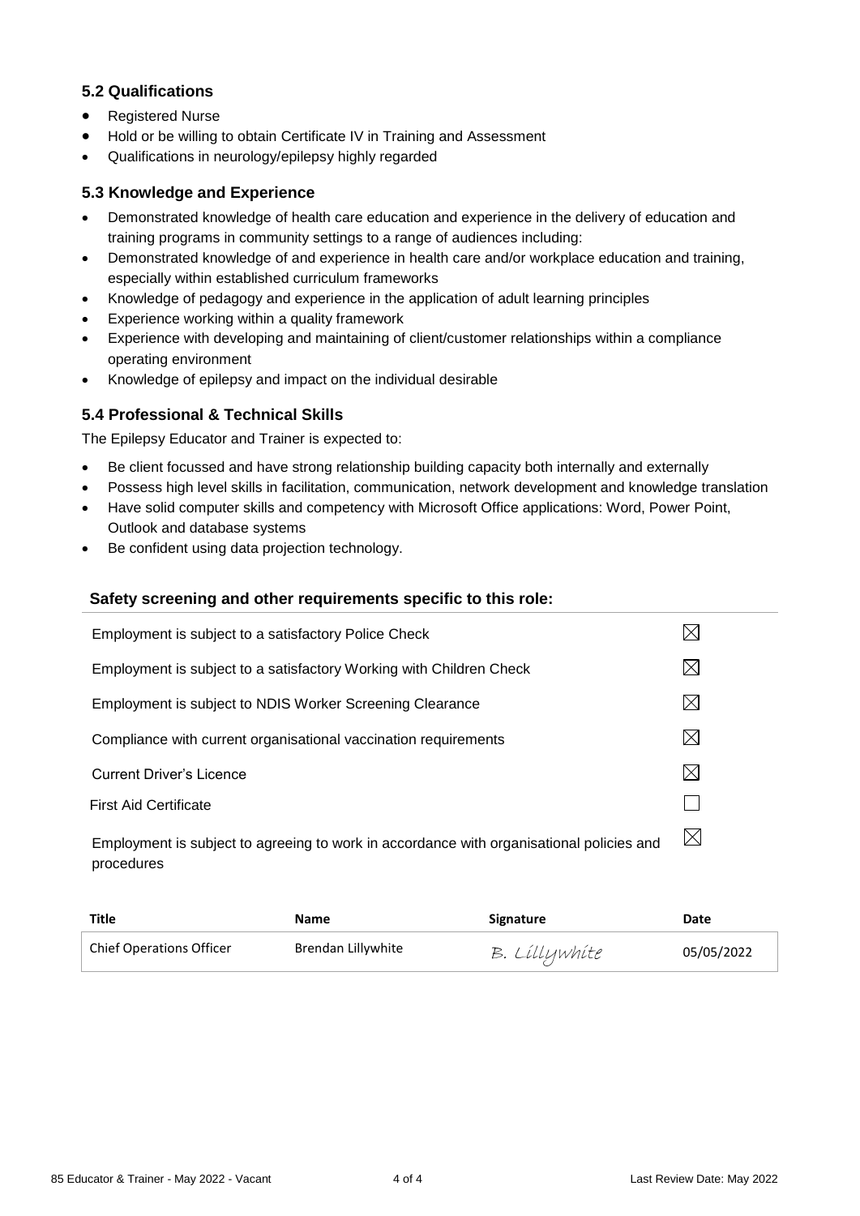### 5.2 Qualifications

- Registered Nurse
- Hold or be willing to obtain Certificate IV in Training and Assessment
- Qualifications in neurology/epilepsy highly regarded

### 5.3 Knowledge and Experience

- Demonstrated knowledge of health care education and experience in the delivery of education and training programs in community settings to a range of audiences including:
- Demonstrated knowledge of and experience in health care and/or workplace education and training, especially within established curriculum frameworks
- Knowledge of pedagogy and experience in the application of adult learning principles
- Experience working within a quality framework
- Experience with developing and maintaining of client/customer relationships within a compliance operating environment
- Knowledge of epilepsy and impact on the individual desirable

### 5.4 Professional & Technical Skills

The Epilepsy Educator and Trainer is expected to:

- Be client focussed and have strong relationship building capacity both internally and externally
- Possess high level skills in facilitation, communication, network development and knowledge translation
- Have solid computer skills and competency with Microsoft Office applications: Word, Power Point, Outlook and database systems
- Be confident using data projection technology.

### Safety screening and other requirements specific to this role:

| | |
|---|---|
| Employment is subject to a satisfactory Police Check | ☒ |
| Employment is subject to a satisfactory Working with Children Check | ☒ |
| Employment is subject to NDIS Worker Screening Clearance | ☒ |
| Compliance with current organisational vaccination requirements | ☒ |
| Current Driver's Licence | ☒ |
| First Aid Certificate | ☐ |
| Employment is subject to agreeing to work in accordance with organisational policies and procedures | ☒ |

| Title | Name | Signature | Date |
|---|---|---|---|
| Chief Operations Officer | Brendan Lillywhite | B. Lillywhite | 05/05/2022 |